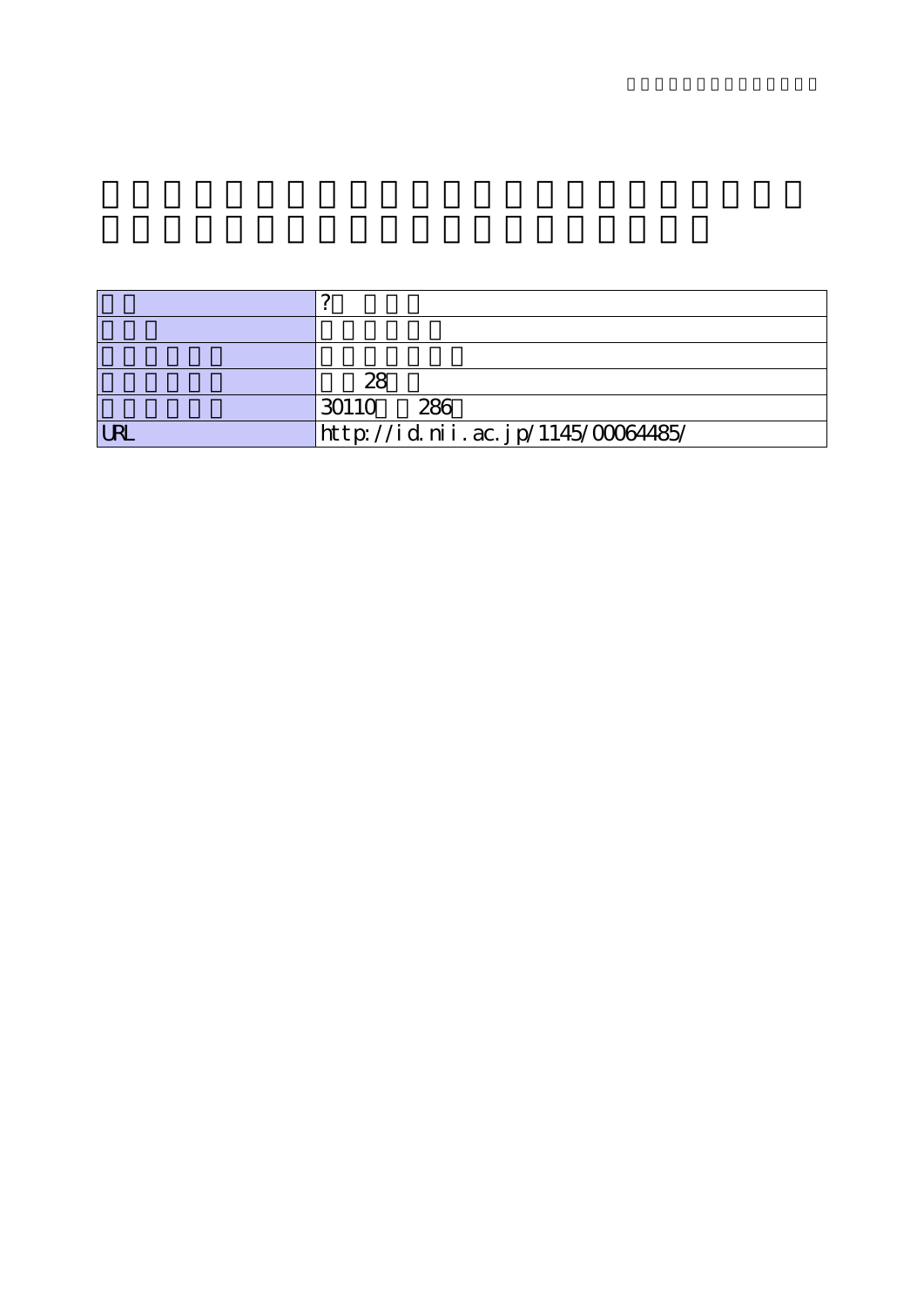| | |
|---|---|
| | ? |
| | |
| | |
| | 28 |
| | 30110 286 |
| URL | http://id.nii.ac.jp/1145/00064485/ |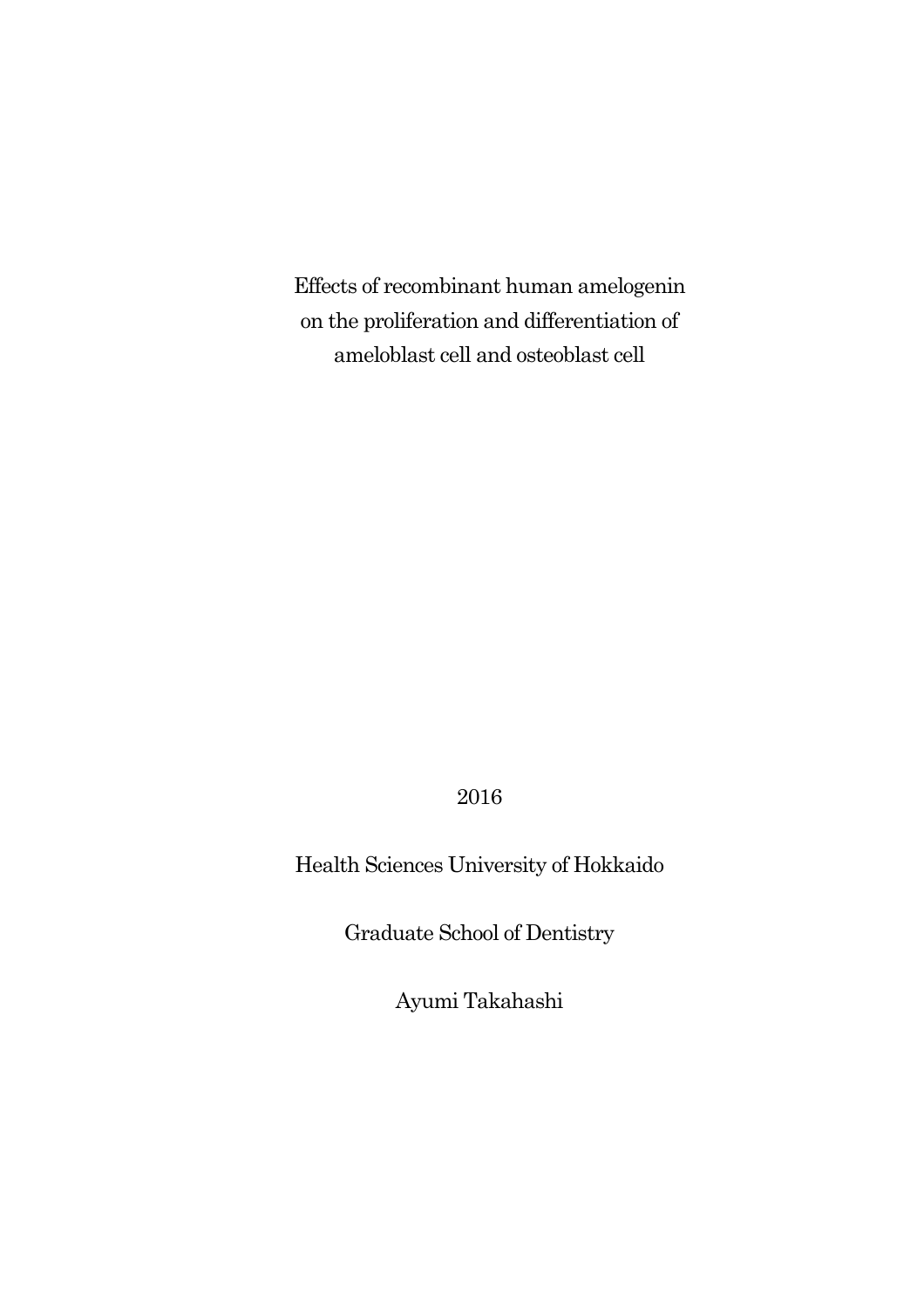# Effects of recombinant human amelogenin on the proliferation and differentiation of ameloblast cell and osteoblast cell

2016

Health Sciences University of Hokkaido

Graduate School of Dentistry

Ayumi Takahashi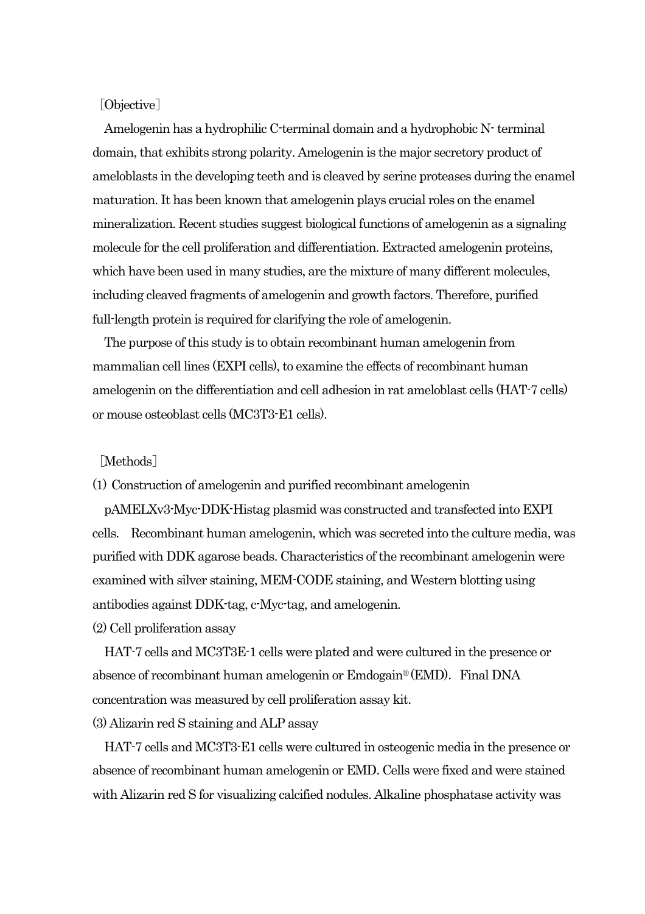［Objective］

Amelogenin has a hydrophilic C-terminal domain and a hydrophobic N- terminal domain, that exhibits strong polarity. Amelogenin is the major secretory product of ameloblasts in the developing teeth and is cleaved by serine proteases during the enamel maturation. It has been known that amelogenin plays crucial roles on the enamel mineralization. Recent studies suggest biological functions of amelogenin as a signaling molecule for the cell proliferation and differentiation. Extracted amelogenin proteins, which have been used in many studies, are the mixture of many different molecules, including cleaved fragments of amelogenin and growth factors. Therefore, purified full-length protein is required for clarifying the role of amelogenin.

The purpose of this study is to obtain recombinant human amelogenin from mammalian cell lines (EXPI cells), to examine the effects of recombinant human amelogenin on the differentiation and cell adhesion in rat ameloblast cells (HAT-7 cells) or mouse osteoblast cells (MC3T3-E1 cells).

［Methods］

(1) Construction of amelogenin and purified recombinant amelogenin

pAMELXv3-Myc-DDK-Histag plasmid was constructed and transfected into EXPI cells. Recombinant human amelogenin, which was secreted into the culture media, was purified with DDK agarose beads. Characteristics of the recombinant amelogenin were examined with silver staining, MEM-CODE staining, and Western blotting using antibodies against DDK-tag, c-Myc-tag, and amelogenin.

(2) Cell proliferation assay

HAT-7 cells and MC3T3E-1 cells were plated and were cultured in the presence or absence of recombinant human amelogenin or Emdogain® (EMD). Final DNA concentration was measured by cell proliferation assay kit.

(3) Alizarin red S staining and ALP assay

HAT-7 cells and MC3T3-E1 cells were cultured in osteogenic media in the presence or absence of recombinant human amelogenin or EMD. Cells were fixed and were stained with Alizarin red S for visualizing calcified nodules. Alkaline phosphatase activity was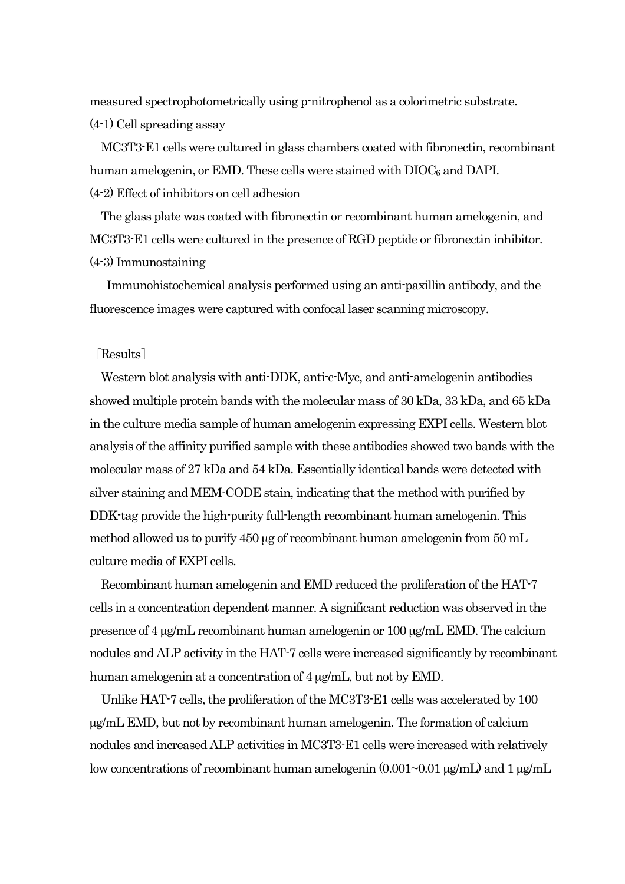measured spectrophotometrically using p-nitrophenol as a colorimetric substrate.

(4-1) Cell spreading assay

MC3T3-E1 cells were cultured in glass chambers coated with fibronectin, recombinant human amelogenin, or EMD. These cells were stained with $DIOC_6$ and DAPI.

(4-2) Effect of inhibitors on cell adhesion

The glass plate was coated with fibronectin or recombinant human amelogenin, and MC3T3-E1 cells were cultured in the presence of RGD peptide or fibronectin inhibitor.

(4-3) Immunostaining

Immunohistochemical analysis performed using an anti-paxillin antibody, and the fluorescence images were captured with confocal laser scanning microscopy.

[Results]

Western blot analysis with anti-DDK, anti-c-Myc, and anti-amelogenin antibodies showed multiple protein bands with the molecular mass of 30 kDa, 33 kDa, and 65 kDa in the culture media sample of human amelogenin expressing EXPI cells. Western blot analysis of the affinity purified sample with these antibodies showed two bands with the molecular mass of 27 kDa and 54 kDa. Essentially identical bands were detected with silver staining and MEM-CODE stain, indicating that the method with purified by DDK-tag provide the high-purity full-length recombinant human amelogenin. This method allowed us to purify 450 μg of recombinant human amelogenin from 50 mL culture media of EXPI cells.

Recombinant human amelogenin and EMD reduced the proliferation of the HAT-7 cells in a concentration dependent manner. A significant reduction was observed in the presence of 4 μg/mL recombinant human amelogenin or 100 μg/mL EMD. The calcium nodules and ALP activity in the HAT-7 cells were increased significantly by recombinant human amelogenin at a concentration of 4 μg/mL, but not by EMD.

Unlike HAT-7 cells, the proliferation of the MC3T3-E1 cells was accelerated by 100 μg/mL EMD, but not by recombinant human amelogenin. The formation of calcium nodules and increased ALP activities in MC3T3-E1 cells were increased with relatively low concentrations of recombinant human amelogenin (0.001~0.01 μg/mL) and 1 μg/mL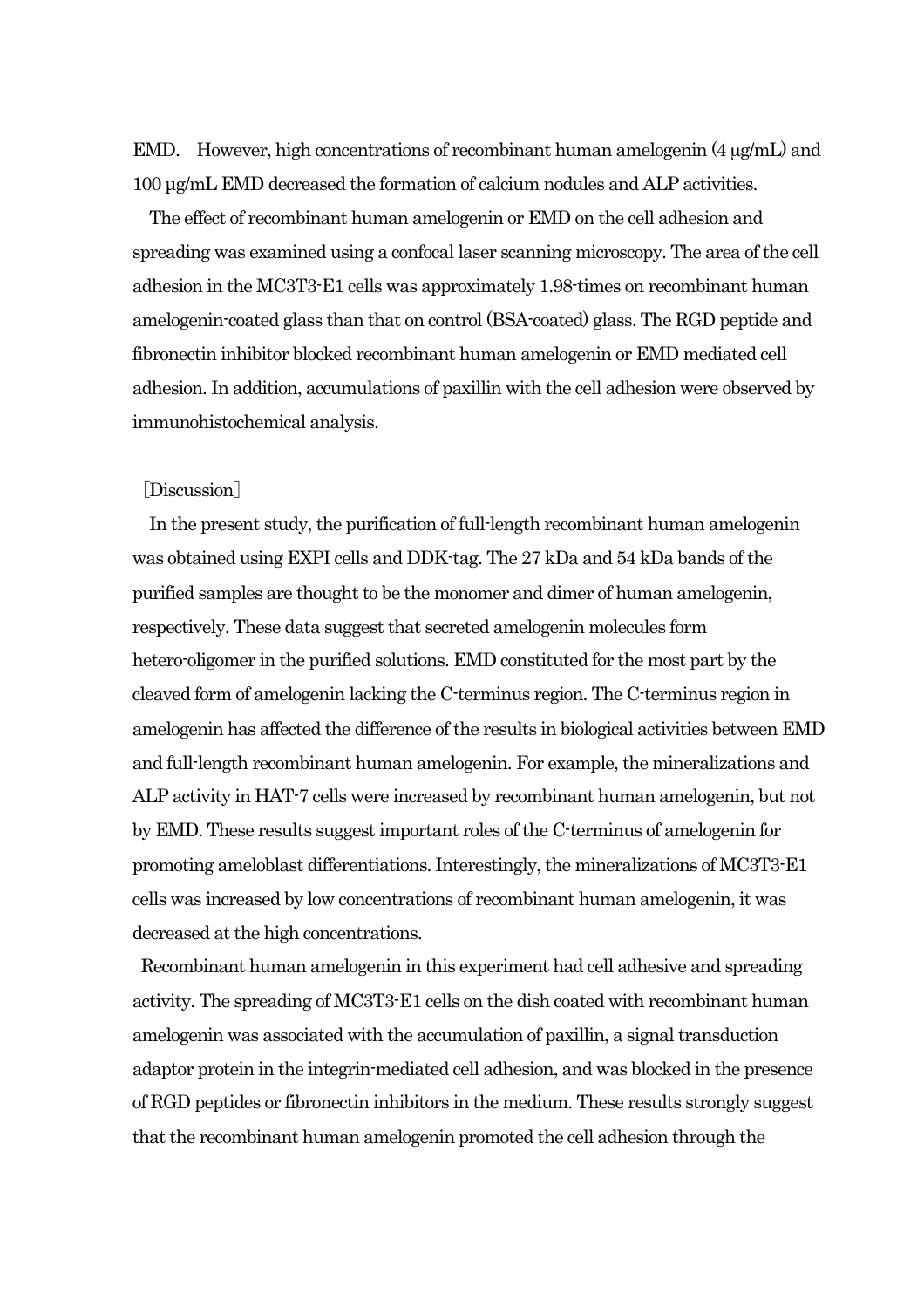EMD. However, high concentrations of recombinant human amelogenin (4 μg/mL) and 100 μg/mL EMD decreased the formation of calcium nodules and ALP activities.

The effect of recombinant human amelogenin or EMD on the cell adhesion and spreading was examined using a confocal laser scanning microscopy. The area of the cell adhesion in the MC3T3-E1 cells was approximately 1.98-times on recombinant human amelogenin-coated glass than that on control (BSA-coated) glass. The RGD peptide and fibronectin inhibitor blocked recombinant human amelogenin or EMD mediated cell adhesion. In addition, accumulations of paxillin with the cell adhesion were observed by immunohistochemical analysis.

［Discussion］

In the present study, the purification of full-length recombinant human amelogenin was obtained using EXPI cells and DDK-tag. The 27 kDa and 54 kDa bands of the purified samples are thought to be the monomer and dimer of human amelogenin, respectively. These data suggest that secreted amelogenin molecules form hetero-oligomer in the purified solutions. EMD constituted for the most part by the cleaved form of amelogenin lacking the C-terminus region. The C-terminus region in amelogenin has affected the difference of the results in biological activities between EMD and full-length recombinant human amelogenin. For example, the mineralizations and ALP activity in HAT-7 cells were increased by recombinant human amelogenin, but not by EMD. These results suggest important roles of the C-terminus of amelogenin for promoting ameloblast differentiations. Interestingly, the mineralizations of MC3T3-E1 cells was increased by low concentrations of recombinant human amelogenin, it was decreased at the high concentrations.

Recombinant human amelogenin in this experiment had cell adhesive and spreading activity. The spreading of MC3T3-E1 cells on the dish coated with recombinant human amelogenin was associated with the accumulation of paxillin, a signal transduction adaptor protein in the integrin-mediated cell adhesion, and was blocked in the presence of RGD peptides or fibronectin inhibitors in the medium. These results strongly suggest that the recombinant human amelogenin promoted the cell adhesion through the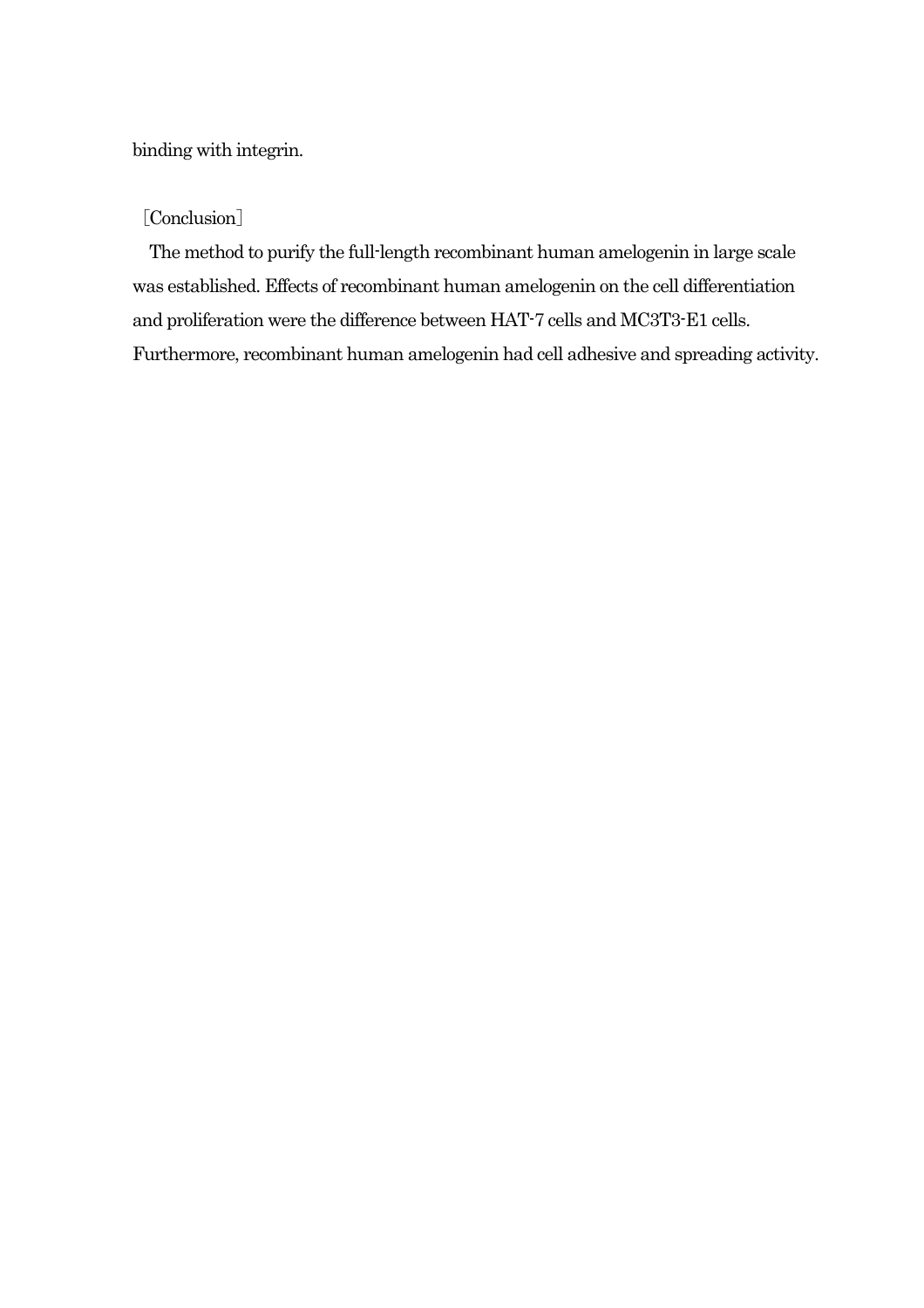binding with integrin.

［Conclusion］

The method to purify the full-length recombinant human amelogenin in large scale was established. Effects of recombinant human amelogenin on the cell differentiation and proliferation were the difference between HAT-7 cells and MC3T3-E1 cells. Furthermore, recombinant human amelogenin had cell adhesive and spreading activity.